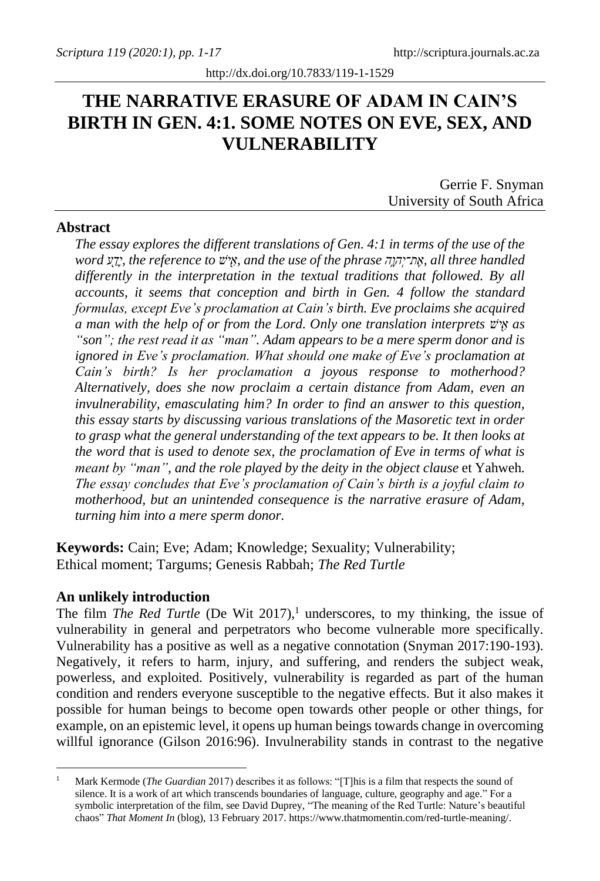# THE NARRATIVE ERASURE OF ADAM IN CAIN'S BIRTH IN GEN. 4:1. SOME NOTES ON EVE, SEX, AND VULNERABILITY

Gerrie F. Snyman
University of South Africa

## Abstract

*The essay explores the different translations of Gen. 4:1 in terms of the use of the word יָדַע, the reference to אִישׁ, and the use of the phrase אֶת־יְהוָה, all three handled differently in the interpretation in the textual traditions that followed. By all accounts, it seems that conception and birth in Gen. 4 follow the standard formulas, except Eve's proclamation at Cain's birth. Eve proclaims she acquired a man with the help of or from the Lord. Only one translation interprets* אִישׁ *as "son"; the rest read it as "man". Adam appears to be a mere sperm donor and is ignored in Eve's proclamation. What should one make of Eve's proclamation at Cain's birth? Is her proclamation a joyous response to motherhood? Alternatively, does she now proclaim a certain distance from Adam, even an invulnerability, emasculating him? In order to find an answer to this question, this essay starts by discussing various translations of the Masoretic text in order to grasp what the general understanding of the text appears to be. It then looks at the word that is used to denote sex, the proclamation of Eve in terms of what is meant by "man", and the role played by the deity in the object clause* et Yahweh. *The essay concludes that Eve's proclamation of Cain's birth is a joyful claim to motherhood, but an unintended consequence is the narrative erasure of Adam, turning him into a mere sperm donor.*

**Keywords:** Cain; Eve; Adam; Knowledge; Sexuality; Vulnerability; Ethical moment; Targums; Genesis Rabbah; *The Red Turtle*

## An unlikely introduction

The film *The Red Turtle* (De Wit 2017),[1] underscores, to my thinking, the issue of vulnerability in general and perpetrators who become vulnerable more specifically. Vulnerability has a positive as well as a negative connotation (Snyman 2017:190-193). Negatively, it refers to harm, injury, and suffering, and renders the subject weak, powerless, and exploited. Positively, vulnerability is regarded as part of the human condition and renders everyone susceptible to the negative effects. But it also makes it possible for human beings to become open towards other people or other things, for example, on an epistemic level, it opens up human beings towards change in overcoming willful ignorance (Gilson 2016:96). Invulnerability stands in contrast to the negative

---

[1] Mark Kermode (*The Guardian* 2017) describes it as follows: "[T]his is a film that respects the sound of silence. It is a work of art which transcends boundaries of language, culture, geography and age." For a symbolic interpretation of the film, see David Duprey, "The meaning of the Red Turtle: Nature's beautiful chaos" *That Moment In* (blog), 13 February 2017. https://www.thatmomentin.com/red-turtle-meaning/.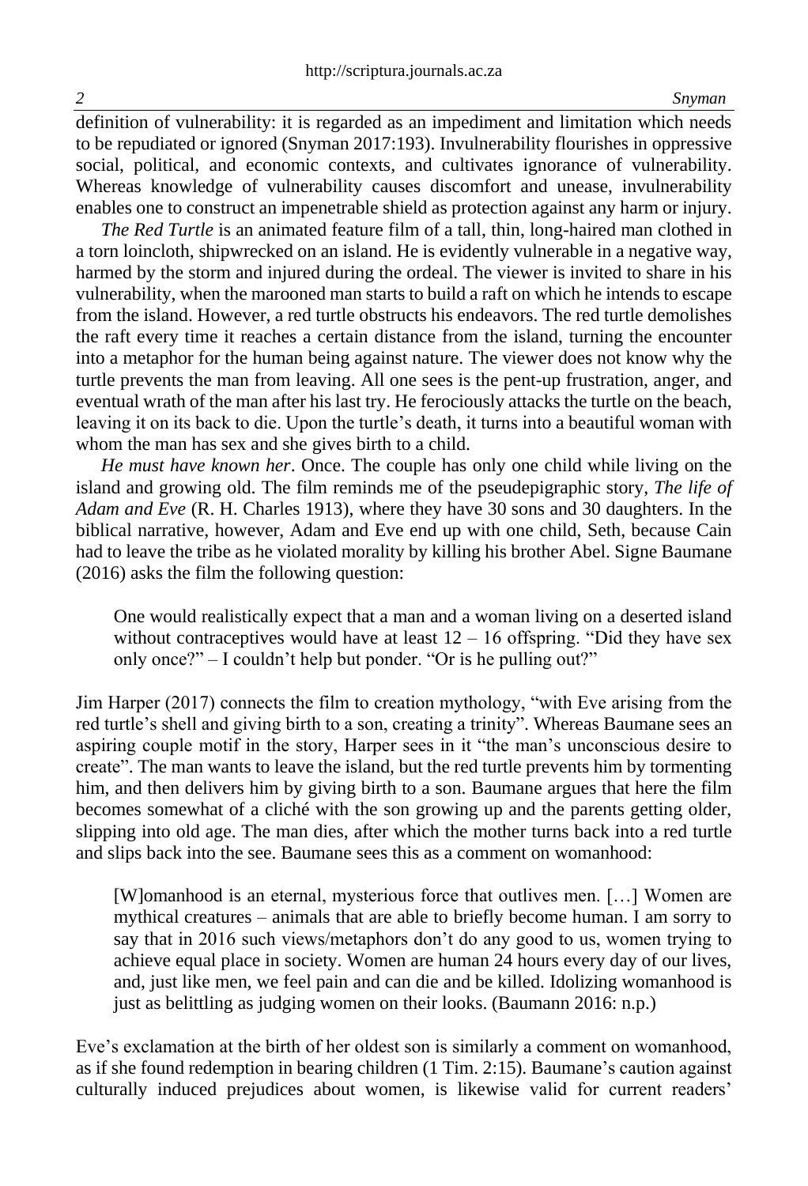definition of vulnerability: it is regarded as an impediment and limitation which needs to be repudiated or ignored (Snyman 2017:193). Invulnerability flourishes in oppressive social, political, and economic contexts, and cultivates ignorance of vulnerability. Whereas knowledge of vulnerability causes discomfort and unease, invulnerability enables one to construct an impenetrable shield as protection against any harm or injury.

*The Red Turtle* is an animated feature film of a tall, thin, long-haired man clothed in a torn loincloth, shipwrecked on an island. He is evidently vulnerable in a negative way, harmed by the storm and injured during the ordeal. The viewer is invited to share in his vulnerability, when the marooned man starts to build a raft on which he intends to escape from the island. However, a red turtle obstructs his endeavors. The red turtle demolishes the raft every time it reaches a certain distance from the island, turning the encounter into a metaphor for the human being against nature. The viewer does not know why the turtle prevents the man from leaving. All one sees is the pent-up frustration, anger, and eventual wrath of the man after his last try. He ferociously attacks the turtle on the beach, leaving it on its back to die. Upon the turtle's death, it turns into a beautiful woman with whom the man has sex and she gives birth to a child.

*He must have known her*. Once. The couple has only one child while living on the island and growing old. The film reminds me of the pseudepigraphic story, *The life of Adam and Eve* (R. H. Charles 1913), where they have 30 sons and 30 daughters. In the biblical narrative, however, Adam and Eve end up with one child, Seth, because Cain had to leave the tribe as he violated morality by killing his brother Abel. Signe Baumane (2016) asks the film the following question:

> One would realistically expect that a man and a woman living on a deserted island without contraceptives would have at least 12 – 16 offspring. "Did they have sex only once?" – I couldn't help but ponder. "Or is he pulling out?"

Jim Harper (2017) connects the film to creation mythology, "with Eve arising from the red turtle's shell and giving birth to a son, creating a trinity". Whereas Baumane sees an aspiring couple motif in the story, Harper sees in it "the man's unconscious desire to create". The man wants to leave the island, but the red turtle prevents him by tormenting him, and then delivers him by giving birth to a son. Baumane argues that here the film becomes somewhat of a cliché with the son growing up and the parents getting older, slipping into old age. The man dies, after which the mother turns back into a red turtle and slips back into the see. Baumane sees this as a comment on womanhood:

> [W]omanhood is an eternal, mysterious force that outlives men. […] Women are mythical creatures – animals that are able to briefly become human. I am sorry to say that in 2016 such views/metaphors don't do any good to us, women trying to achieve equal place in society. Women are human 24 hours every day of our lives, and, just like men, we feel pain and can die and be killed. Idolizing womanhood is just as belittling as judging women on their looks. (Baumann 2016: n.p.)

Eve's exclamation at the birth of her oldest son is similarly a comment on womanhood, as if she found redemption in bearing children (1 Tim. 2:15). Baumane's caution against culturally induced prejudices about women, is likewise valid for current readers'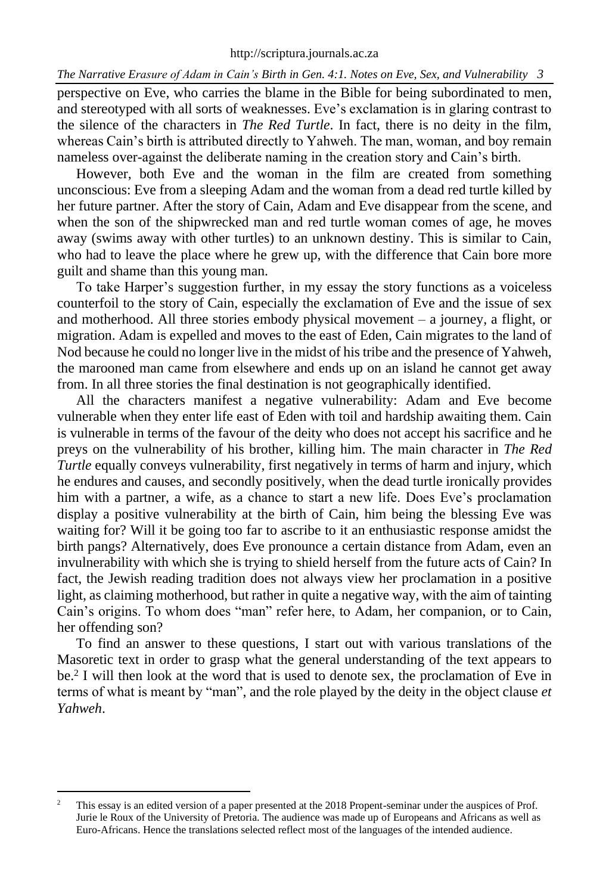perspective on Eve, who carries the blame in the Bible for being subordinated to men, and stereotyped with all sorts of weaknesses. Eve's exclamation is in glaring contrast to the silence of the characters in *The Red Turtle*. In fact, there is no deity in the film, whereas Cain's birth is attributed directly to Yahweh. The man, woman, and boy remain nameless over-against the deliberate naming in the creation story and Cain's birth.

However, both Eve and the woman in the film are created from something unconscious: Eve from a sleeping Adam and the woman from a dead red turtle killed by her future partner. After the story of Cain, Adam and Eve disappear from the scene, and when the son of the shipwrecked man and red turtle woman comes of age, he moves away (swims away with other turtles) to an unknown destiny. This is similar to Cain, who had to leave the place where he grew up, with the difference that Cain bore more guilt and shame than this young man.

To take Harper's suggestion further, in my essay the story functions as a voiceless counterfoil to the story of Cain, especially the exclamation of Eve and the issue of sex and motherhood. All three stories embody physical movement – a journey, a flight, or migration. Adam is expelled and moves to the east of Eden, Cain migrates to the land of Nod because he could no longer live in the midst of his tribe and the presence of Yahweh, the marooned man came from elsewhere and ends up on an island he cannot get away from. In all three stories the final destination is not geographically identified.

All the characters manifest a negative vulnerability: Adam and Eve become vulnerable when they enter life east of Eden with toil and hardship awaiting them. Cain is vulnerable in terms of the favour of the deity who does not accept his sacrifice and he preys on the vulnerability of his brother, killing him. The main character in *The Red Turtle* equally conveys vulnerability, first negatively in terms of harm and injury, which he endures and causes, and secondly positively, when the dead turtle ironically provides him with a partner, a wife, as a chance to start a new life. Does Eve's proclamation display a positive vulnerability at the birth of Cain, him being the blessing Eve was waiting for? Will it be going too far to ascribe to it an enthusiastic response amidst the birth pangs? Alternatively, does Eve pronounce a certain distance from Adam, even an invulnerability with which she is trying to shield herself from the future acts of Cain? In fact, the Jewish reading tradition does not always view her proclamation in a positive light, as claiming motherhood, but rather in quite a negative way, with the aim of tainting Cain's origins. To whom does "man" refer here, to Adam, her companion, or to Cain, her offending son?

To find an answer to these questions, I start out with various translations of the Masoretic text in order to grasp what the general understanding of the text appears to be.[2] I will then look at the word that is used to denote sex, the proclamation of Eve in terms of what is meant by "man", and the role played by the deity in the object clause *et Yahweh*.

---

[2] This essay is an edited version of a paper presented at the 2018 Propent-seminar under the auspices of Prof. Jurie le Roux of the University of Pretoria. The audience was made up of Europeans and Africans as well as Euro-Africans. Hence the translations selected reflect most of the languages of the intended audience.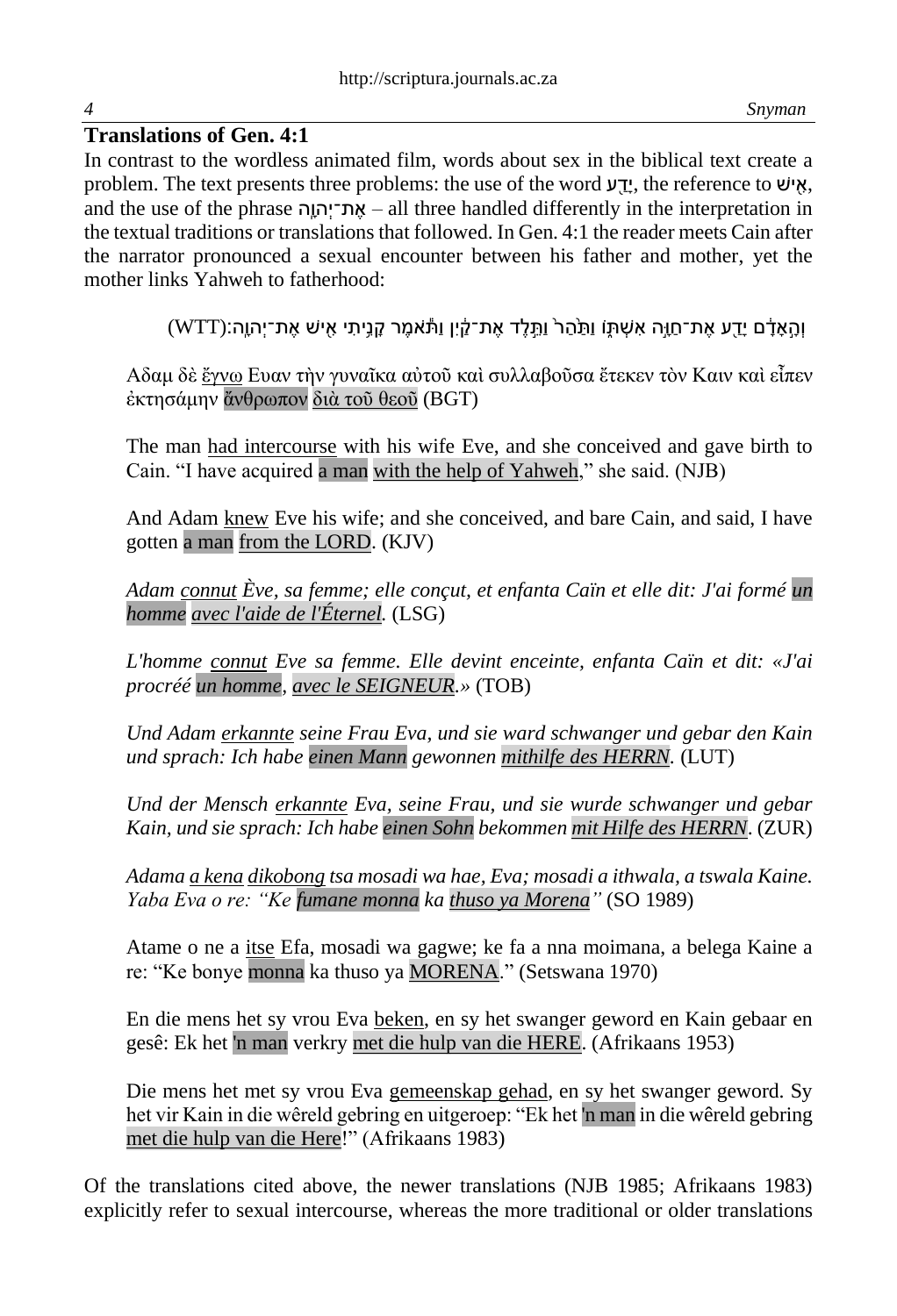## Translations of Gen. 4:1

In contrast to the wordless animated film, words about sex in the biblical text create a problem. The text presents three problems: the use of the word יָדַע, the reference to אִישׁ, and the use of the phrase אֶת־יְהוָה – all three handled differently in the interpretation in the textual traditions or translations that followed. In Gen. 4:1 the reader meets Cain after the narrator pronounced a sexual encounter between his father and mother, yet the mother links Yahweh to fatherhood:

וְהָאָדָם יָדַע אֶת־חַוָּה אִשְׁתּוֹ וַתַּהַר וַתֵּלֶד אֶת־קַיִן וַתֹּאמֶר קָנִיתִי אִישׁ אֶת־יְהוָה׃(WTT)

> Αδαμ δὲ ἔγνω Ευαν τὴν γυναῖκα αὐτοῦ καὶ συλλαβοῦσα ἔτεκεν τὸν Καιν καὶ εἶπεν ἐκτησάμην ἄνθρωπον διὰ τοῦ θεοῦ (BGT)
>
> The man had intercourse with his wife Eve, and she conceived and gave birth to Cain. "I have acquired a man with the help of Yahweh," she said. (NJB)
>
> And Adam knew Eve his wife; and she conceived, and bare Cain, and said, I have gotten a man from the LORD. (KJV)
>
> *Adam connut Ève, sa femme; elle conçut, et enfanta Caïn et elle dit: J'ai formé un homme avec l'aide de l'Éternel.* (LSG)
>
> *L'homme connut Eve sa femme. Elle devint enceinte, enfanta Caïn et dit: «J'ai procréé un homme, avec le SEIGNEUR.»* (TOB)
>
> *Und Adam erkannte seine Frau Eva, und sie ward schwanger und gebar den Kain und sprach: Ich habe einen Mann gewonnen mithilfe des HERRN.* (LUT)
>
> *Und der Mensch erkannte Eva, seine Frau, und sie wurde schwanger und gebar Kain, und sie sprach: Ich habe einen Sohn bekommen mit Hilfe des HERRN.* (ZUR)
>
> *Adama a kena dikobong tsa mosadi wa hae, Eva; mosadi a ithwala, a tswala Kaine. Yaba Eva o re: "Ke fumane monna ka thuso ya Morena"* (SO 1989)
>
> Atame o ne a itse Efa, mosadi wa gagwe; ke fa a nna moimana, a belega Kaine a re: "Ke bonye monna ka thuso ya MORENA." (Setswana 1970)
>
> En die mens het sy vrou Eva beken, en sy het swanger geword en Kain gebaar en gesê: Ek het 'n man verkry met die hulp van die HERE. (Afrikaans 1953)
>
> Die mens het met sy vrou Eva gemeenskap gehad, en sy het swanger geword. Sy het vir Kain in die wêreld gebring en uitgeroep: "Ek het 'n man in die wêreld gebring met die hulp van die Here!" (Afrikaans 1983)

Of the translations cited above, the newer translations (NJB 1985; Afrikaans 1983) explicitly refer to sexual intercourse, whereas the more traditional or older translations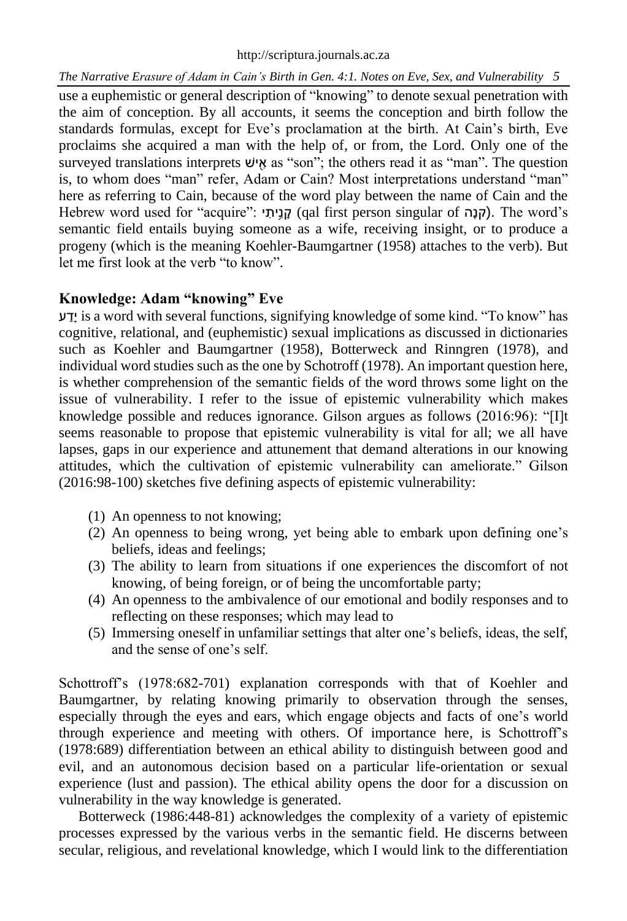use a euphemistic or general description of "knowing" to denote sexual penetration with the aim of conception. By all accounts, it seems the conception and birth follow the standards formulas, except for Eve's proclamation at the birth. At Cain's birth, Eve proclaims she acquired a man with the help of, or from, the Lord. Only one of the surveyed translations interprets אִישׁ as "son"; the others read it as "man". The question is, to whom does "man" refer, Adam or Cain? Most interpretations understand "man" here as referring to Cain, because of the word play between the name of Cain and the Hebrew word used for "acquire": קָנִיתִי (qal first person singular of קָנָה). The word's semantic field entails buying someone as a wife, receiving insight, or to produce a progeny (which is the meaning Koehler-Baumgartner (1958) attaches to the verb). But let me first look at the verb "to know".

## Knowledge: Adam "knowing" Eve

יָדַע is a word with several functions, signifying knowledge of some kind. "To know" has cognitive, relational, and (euphemistic) sexual implications as discussed in dictionaries such as Koehler and Baumgartner (1958), Botterweck and Rinngren (1978), and individual word studies such as the one by Schotroff (1978). An important question here, is whether comprehension of the semantic fields of the word throws some light on the issue of vulnerability. I refer to the issue of epistemic vulnerability which makes knowledge possible and reduces ignorance. Gilson argues as follows (2016:96): "[I]t seems reasonable to propose that epistemic vulnerability is vital for all; we all have lapses, gaps in our experience and attunement that demand alterations in our knowing attitudes, which the cultivation of epistemic vulnerability can ameliorate." Gilson (2016:98-100) sketches five defining aspects of epistemic vulnerability:

1. An openness to not knowing;
2. An openness to being wrong, yet being able to embark upon defining one's beliefs, ideas and feelings;
3. The ability to learn from situations if one experiences the discomfort of not knowing, of being foreign, or of being the uncomfortable party;
4. An openness to the ambivalence of our emotional and bodily responses and to reflecting on these responses; which may lead to
5. Immersing oneself in unfamiliar settings that alter one's beliefs, ideas, the self, and the sense of one's self.

Schottroff's (1978:682-701) explanation corresponds with that of Koehler and Baumgartner, by relating knowing primarily to observation through the senses, especially through the eyes and ears, which engage objects and facts of one's world through experience and meeting with others. Of importance here, is Schottroff's (1978:689) differentiation between an ethical ability to distinguish between good and evil, and an autonomous decision based on a particular life-orientation or sexual experience (lust and passion). The ethical ability opens the door for a discussion on vulnerability in the way knowledge is generated.

Botterweck (1986:448-81) acknowledges the complexity of a variety of epistemic processes expressed by the various verbs in the semantic field. He discerns between secular, religious, and revelational knowledge, which I would link to the differentiation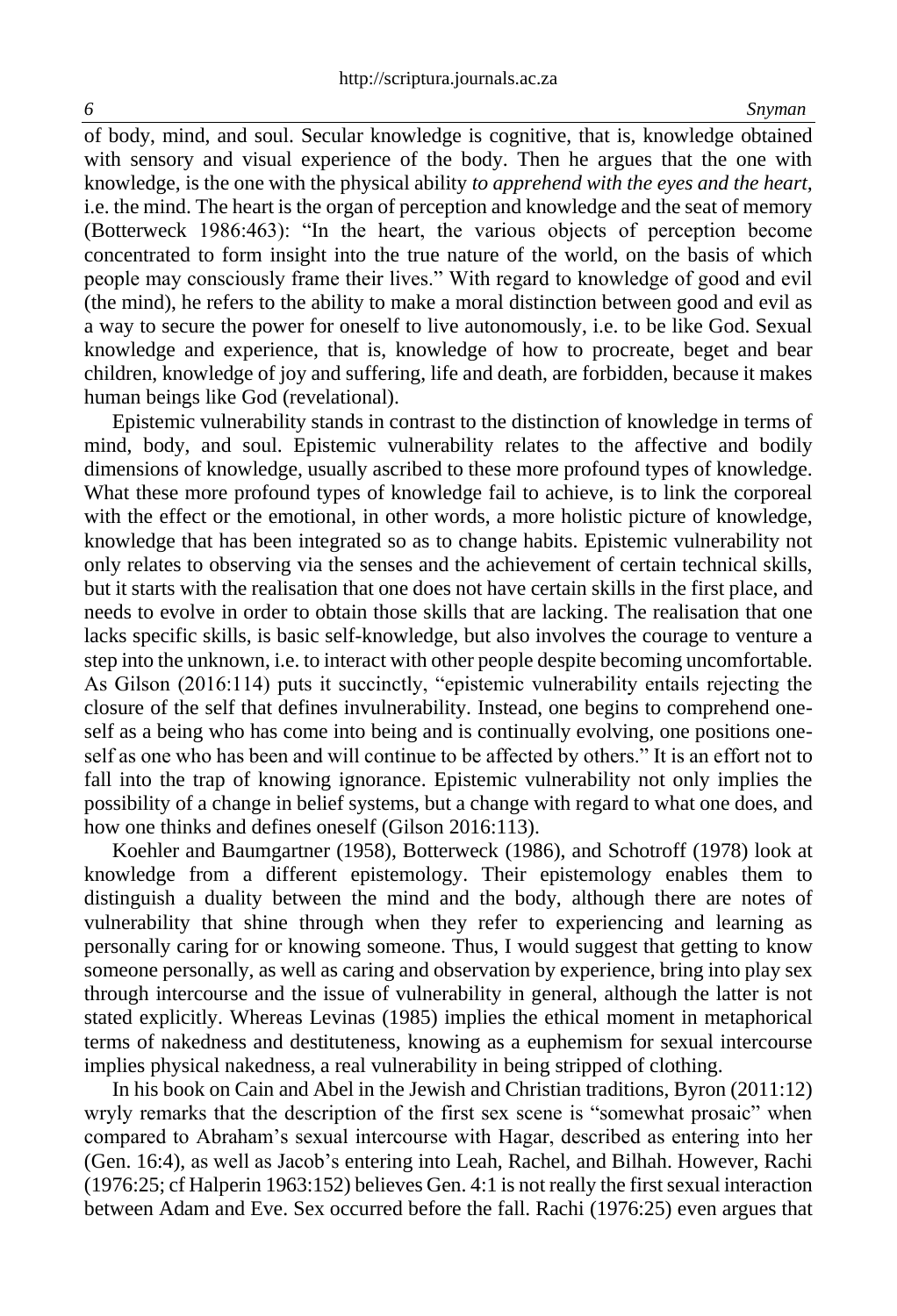of body, mind, and soul. Secular knowledge is cognitive, that is, knowledge obtained with sensory and visual experience of the body. Then he argues that the one with knowledge, is the one with the physical ability *to apprehend with the eyes and the heart,* i.e. the mind. The heart is the organ of perception and knowledge and the seat of memory (Botterweck 1986:463): "In the heart, the various objects of perception become concentrated to form insight into the true nature of the world, on the basis of which people may consciously frame their lives." With regard to knowledge of good and evil (the mind), he refers to the ability to make a moral distinction between good and evil as a way to secure the power for oneself to live autonomously, i.e. to be like God. Sexual knowledge and experience, that is, knowledge of how to procreate, beget and bear children, knowledge of joy and suffering, life and death, are forbidden, because it makes human beings like God (revelational).

Epistemic vulnerability stands in contrast to the distinction of knowledge in terms of mind, body, and soul. Epistemic vulnerability relates to the affective and bodily dimensions of knowledge, usually ascribed to these more profound types of knowledge. What these more profound types of knowledge fail to achieve, is to link the corporeal with the effect or the emotional, in other words, a more holistic picture of knowledge, knowledge that has been integrated so as to change habits. Epistemic vulnerability not only relates to observing via the senses and the achievement of certain technical skills, but it starts with the realisation that one does not have certain skills in the first place, and needs to evolve in order to obtain those skills that are lacking. The realisation that one lacks specific skills, is basic self-knowledge, but also involves the courage to venture a step into the unknown, i.e. to interact with other people despite becoming uncomfortable. As Gilson (2016:114) puts it succinctly, "epistemic vulnerability entails rejecting the closure of the self that defines invulnerability. Instead, one begins to comprehend oneself as a being who has come into being and is continually evolving, one positions oneself as one who has been and will continue to be affected by others." It is an effort not to fall into the trap of knowing ignorance. Epistemic vulnerability not only implies the possibility of a change in belief systems, but a change with regard to what one does, and how one thinks and defines oneself (Gilson 2016:113).

Koehler and Baumgartner (1958), Botterweck (1986), and Schotroff (1978) look at knowledge from a different epistemology. Their epistemology enables them to distinguish a duality between the mind and the body, although there are notes of vulnerability that shine through when they refer to experiencing and learning as personally caring for or knowing someone. Thus, I would suggest that getting to know someone personally, as well as caring and observation by experience, bring into play sex through intercourse and the issue of vulnerability in general, although the latter is not stated explicitly. Whereas Levinas (1985) implies the ethical moment in metaphorical terms of nakedness and destituteness, knowing as a euphemism for sexual intercourse implies physical nakedness, a real vulnerability in being stripped of clothing.

In his book on Cain and Abel in the Jewish and Christian traditions, Byron (2011:12) wryly remarks that the description of the first sex scene is "somewhat prosaic" when compared to Abraham's sexual intercourse with Hagar, described as entering into her (Gen. 16:4), as well as Jacob's entering into Leah, Rachel, and Bilhah. However, Rachi (1976:25; cf Halperin 1963:152) believes Gen. 4:1 is not really the first sexual interaction between Adam and Eve. Sex occurred before the fall. Rachi (1976:25) even argues that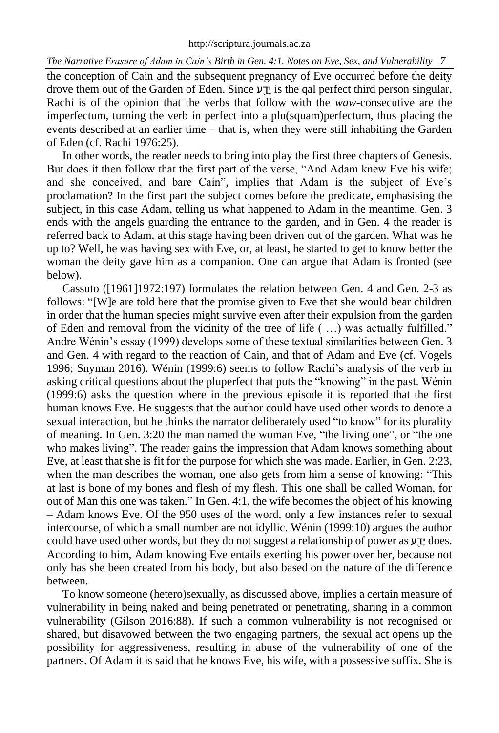the conception of Cain and the subsequent pregnancy of Eve occurred before the deity drove them out of the Garden of Eden. Since יָדַע is the qal perfect third person singular, Rachi is of the opinion that the verbs that follow with the *waw*-consecutive are the imperfectum, turning the verb in perfect into a plu(squam)perfectum, thus placing the events described at an earlier time – that is, when they were still inhabiting the Garden of Eden (cf. Rachi 1976:25).

In other words, the reader needs to bring into play the first three chapters of Genesis. But does it then follow that the first part of the verse, "And Adam knew Eve his wife; and she conceived, and bare Cain", implies that Adam is the subject of Eve's proclamation? In the first part the subject comes before the predicate, emphasising the subject, in this case Adam, telling us what happened to Adam in the meantime. Gen. 3 ends with the angels guarding the entrance to the garden, and in Gen. 4 the reader is referred back to Adam, at this stage having been driven out of the garden. What was he up to? Well, he was having sex with Eve, or, at least, he started to get to know better the woman the deity gave him as a companion. One can argue that Adam is fronted (see below).

Cassuto ([1961]1972:197) formulates the relation between Gen. 4 and Gen. 2-3 as follows: "[W]e are told here that the promise given to Eve that she would bear children in order that the human species might survive even after their expulsion from the garden of Eden and removal from the vicinity of the tree of life ( …) was actually fulfilled." Andre Wénin's essay (1999) develops some of these textual similarities between Gen. 3 and Gen. 4 with regard to the reaction of Cain, and that of Adam and Eve (cf. Vogels 1996; Snyman 2016). Wénin (1999:6) seems to follow Rachi's analysis of the verb in asking critical questions about the pluperfect that puts the "knowing" in the past. Wénin (1999:6) asks the question where in the previous episode it is reported that the first human knows Eve. He suggests that the author could have used other words to denote a sexual interaction, but he thinks the narrator deliberately used "to know" for its plurality of meaning. In Gen. 3:20 the man named the woman Eve, "the living one", or "the one who makes living". The reader gains the impression that Adam knows something about Eve, at least that she is fit for the purpose for which she was made. Earlier, in Gen. 2:23, when the man describes the woman, one also gets from him a sense of knowing: "This at last is bone of my bones and flesh of my flesh. This one shall be called Woman, for out of Man this one was taken." In Gen. 4:1, the wife becomes the object of his knowing – Adam knows Eve. Of the 950 uses of the word, only a few instances refer to sexual intercourse, of which a small number are not idyllic. Wénin (1999:10) argues the author could have used other words, but they do not suggest a relationship of power as יָדַע does. According to him, Adam knowing Eve entails exerting his power over her, because not only has she been created from his body, but also based on the nature of the difference between.

To know someone (hetero)sexually, as discussed above, implies a certain measure of vulnerability in being naked and being penetrated or penetrating, sharing in a common vulnerability (Gilson 2016:88). If such a common vulnerability is not recognised or shared, but disavowed between the two engaging partners, the sexual act opens up the possibility for aggressiveness, resulting in abuse of the vulnerability of one of the partners. Of Adam it is said that he knows Eve, his wife, with a possessive suffix. She is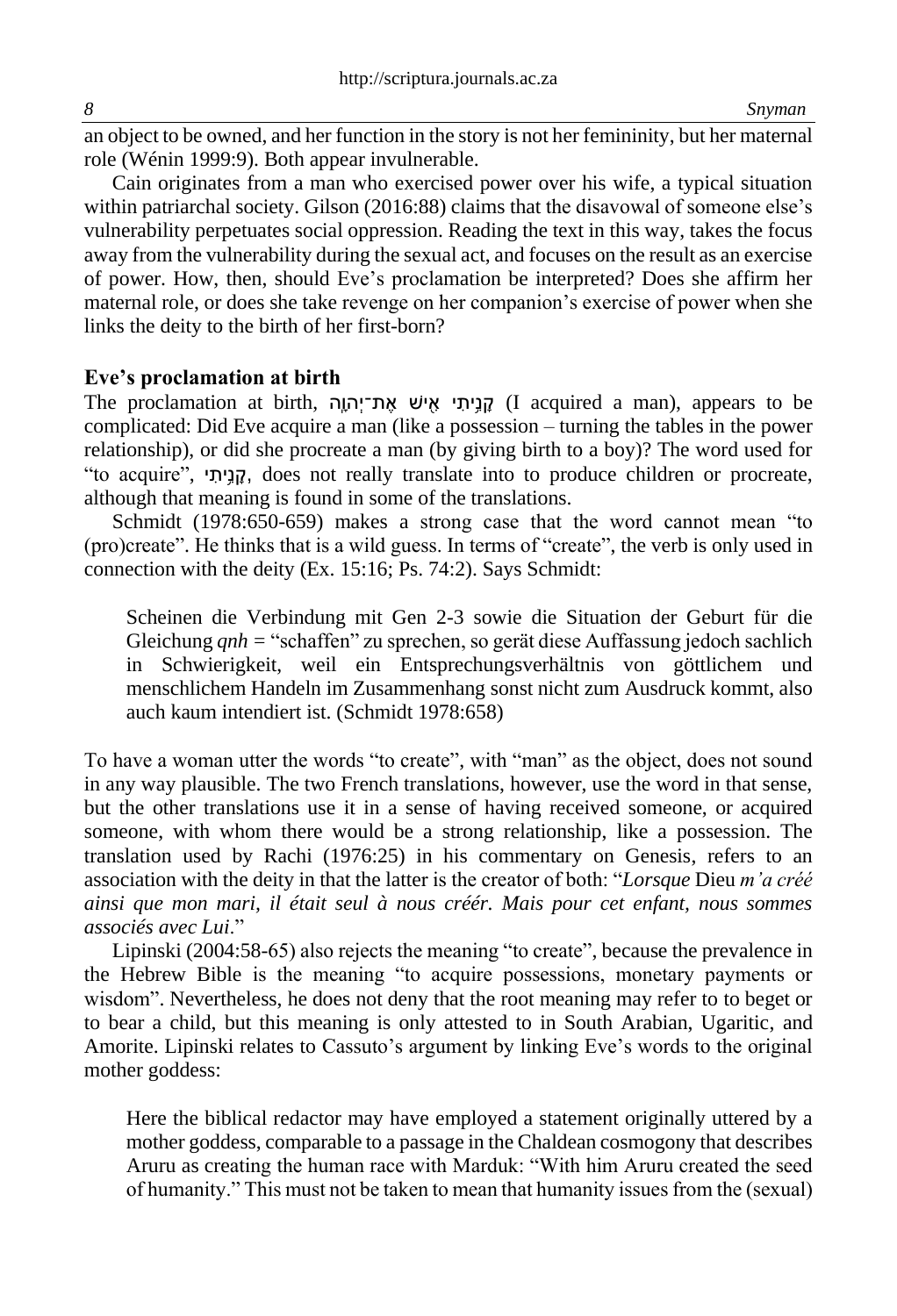an object to be owned, and her function in the story is not her femininity, but her maternal role (Wénin 1999:9). Both appear invulnerable.

Cain originates from a man who exercised power over his wife, a typical situation within patriarchal society. Gilson (2016:88) claims that the disavowal of someone else's vulnerability perpetuates social oppression. Reading the text in this way, takes the focus away from the vulnerability during the sexual act, and focuses on the result as an exercise of power. How, then, should Eve's proclamation be interpreted? Does she affirm her maternal role, or does she take revenge on her companion's exercise of power when she links the deity to the birth of her first-born?

## Eve's proclamation at birth

The proclamation at birth, קָנִיתִי אִישׁ אֶת־יְהוָה (I acquired a man), appears to be complicated: Did Eve acquire a man (like a possession – turning the tables in the power relationship), or did she procreate a man (by giving birth to a boy)? The word used for "to acquire", קָנִיתִי, does not really translate into to produce children or procreate, although that meaning is found in some of the translations.

Schmidt (1978:650-659) makes a strong case that the word cannot mean "to (pro)create". He thinks that is a wild guess. In terms of "create", the verb is only used in connection with the deity (Ex. 15:16; Ps. 74:2). Says Schmidt:

> Scheinen die Verbindung mit Gen 2-3 sowie die Situation der Geburt für die Gleichung *qnh* = "schaffen" zu sprechen, so gerät diese Auffassung jedoch sachlich in Schwierigkeit, weil ein Entsprechungsverhältnis von göttlichem und menschlichem Handeln im Zusammenhang sonst nicht zum Ausdruck kommt, also auch kaum intendiert ist. (Schmidt 1978:658)

To have a woman utter the words "to create", with "man" as the object, does not sound in any way plausible. The two French translations, however, use the word in that sense, but the other translations use it in a sense of having received someone, or acquired someone, with whom there would be a strong relationship, like a possession. The translation used by Rachi (1976:25) in his commentary on Genesis, refers to an association with the deity in that the latter is the creator of both: "*Lorsque* Dieu *m'a créé ainsi que mon mari, il était seul à nous créér. Mais pour cet enfant, nous sommes associés avec Lui*."

Lipinski (2004:58-65) also rejects the meaning "to create", because the prevalence in the Hebrew Bible is the meaning "to acquire possessions, monetary payments or wisdom". Nevertheless, he does not deny that the root meaning may refer to to beget or to bear a child, but this meaning is only attested to in South Arabian, Ugaritic, and Amorite. Lipinski relates to Cassuto's argument by linking Eve's words to the original mother goddess:

> Here the biblical redactor may have employed a statement originally uttered by a mother goddess, comparable to a passage in the Chaldean cosmogony that describes Aruru as creating the human race with Marduk: "With him Aruru created the seed of humanity." This must not be taken to mean that humanity issues from the (sexual)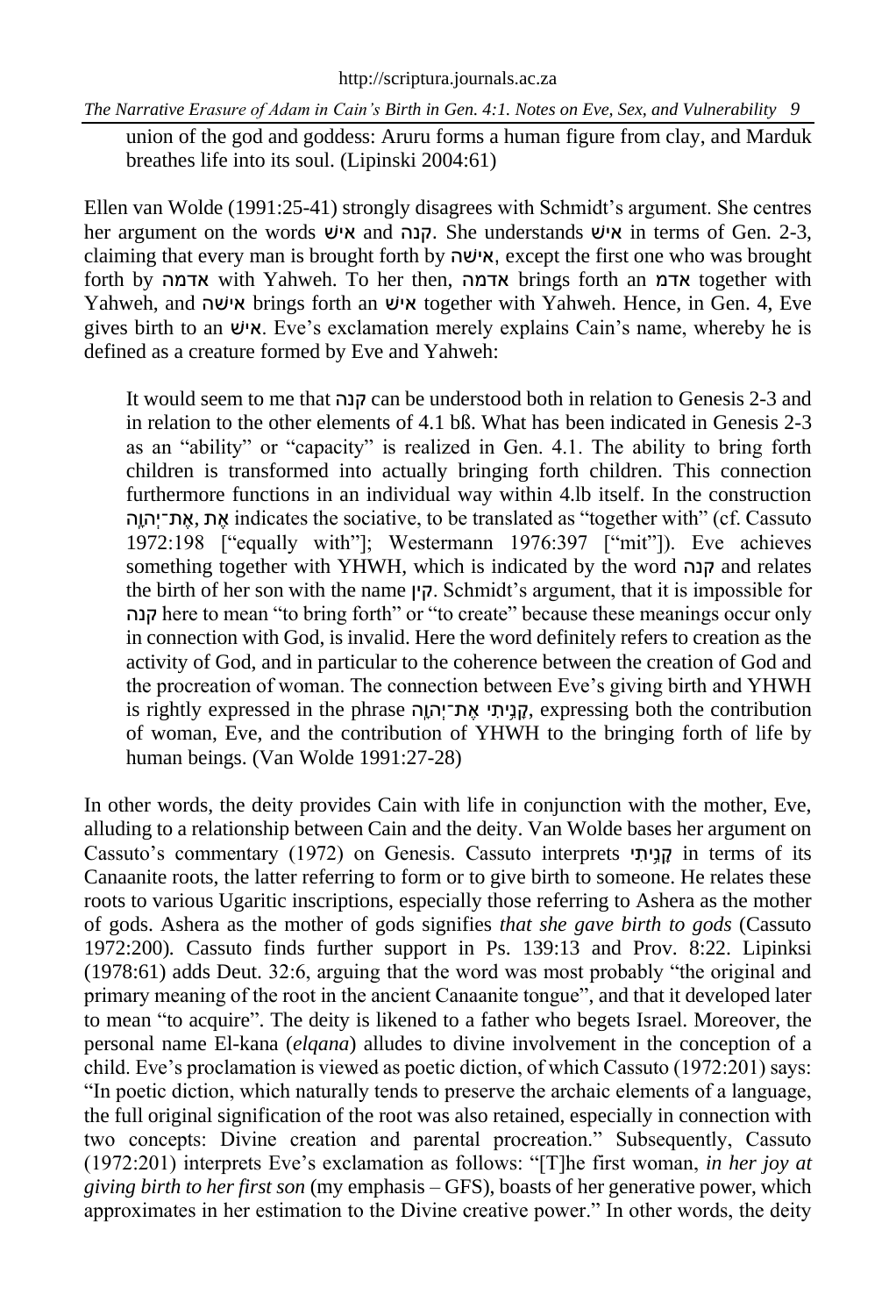union of the god and goddess: Aruru forms a human figure from clay, and Marduk breathes life into its soul. (Lipinski 2004:61)

Ellen van Wolde (1991:25-41) strongly disagrees with Schmidt's argument. She centres her argument on the words איש and קנה. She understands איש in terms of Gen. 2-3, claiming that every man is brought forth by אישה, except the first one who was brought forth by אדמה with Yahweh. To her then, אדמה brings forth an אדמ together with Yahweh, and אישה brings forth an איש together with Yahweh. Hence, in Gen. 4, Eve gives birth to an איש. Eve's exclamation merely explains Cain's name, whereby he is defined as a creature formed by Eve and Yahweh:

> It would seem to me that קנה can be understood both in relation to Genesis 2-3 and in relation to the other elements of 4.1 bß. What has been indicated in Genesis 2-3 as an "ability" or "capacity" is realized in Gen. 4.1. The ability to bring forth children is transformed into actually bringing forth children. This connection furthermore functions in an individual way within 4.lb itself. In the construction אֶת־יְהוָה, אֶת indicates the sociative, to be translated as "together with" (cf. Cassuto 1972:198 ["equally with"]; Westermann 1976:397 ["mit"]). Eve achieves something together with YHWH, which is indicated by the word קנה and relates the birth of her son with the name קין. Schmidt's argument, that it is impossible for קנה here to mean "to bring forth" or "to create" because these meanings occur only in connection with God, is invalid. Here the word definitely refers to creation as the activity of God, and in particular to the coherence between the creation of God and the procreation of woman. The connection between Eve's giving birth and YHWH is rightly expressed in the phrase קָנִיתִי אֶת־יְהוָה, expressing both the contribution of woman, Eve, and the contribution of YHWH to the bringing forth of life by human beings. (Van Wolde 1991:27-28)

In other words, the deity provides Cain with life in conjunction with the mother, Eve, alluding to a relationship between Cain and the deity. Van Wolde bases her argument on Cassuto's commentary (1972) on Genesis. Cassuto interprets קָנִיתִי in terms of its Canaanite roots, the latter referring to form or to give birth to someone. He relates these roots to various Ugaritic inscriptions, especially those referring to Ashera as the mother of gods. Ashera as the mother of gods signifies *that she gave birth to gods* (Cassuto 1972:200). Cassuto finds further support in Ps. 139:13 and Prov. 8:22. Lipinksi (1978:61) adds Deut. 32:6, arguing that the word was most probably "the original and primary meaning of the root in the ancient Canaanite tongue", and that it developed later to mean "to acquire". The deity is likened to a father who begets Israel. Moreover, the personal name El-kana (*elqana*) alludes to divine involvement in the conception of a child. Eve's proclamation is viewed as poetic diction, of which Cassuto (1972:201) says: "In poetic diction, which naturally tends to preserve the archaic elements of a language, the full original signification of the root was also retained, especially in connection with two concepts: Divine creation and parental procreation." Subsequently, Cassuto (1972:201) interprets Eve's exclamation as follows: "[T]he first woman, *in her joy at giving birth to her first son* (my emphasis – GFS), boasts of her generative power, which approximates in her estimation to the Divine creative power." In other words, the deity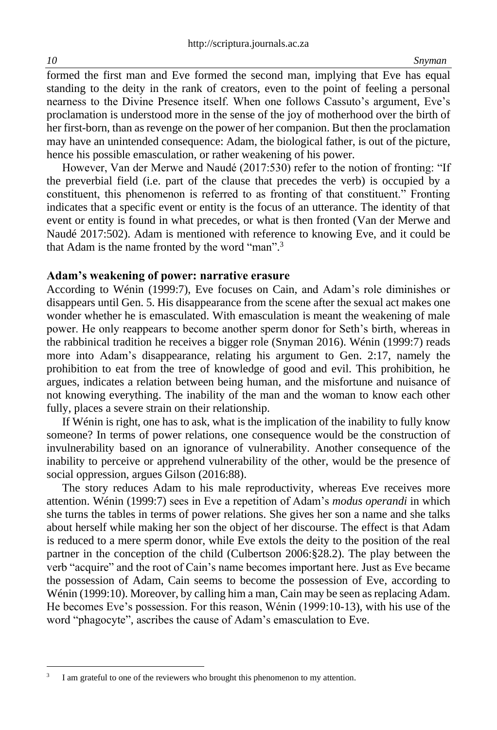formed the first man and Eve formed the second man, implying that Eve has equal standing to the deity in the rank of creators, even to the point of feeling a personal nearness to the Divine Presence itself. When one follows Cassuto's argument, Eve's proclamation is understood more in the sense of the joy of motherhood over the birth of her first-born, than as revenge on the power of her companion. But then the proclamation may have an unintended consequence: Adam, the biological father, is out of the picture, hence his possible emasculation, or rather weakening of his power.

However, Van der Merwe and Naudé (2017:530) refer to the notion of fronting: "If the preverbial field (i.e. part of the clause that precedes the verb) is occupied by a constituent, this phenomenon is referred to as fronting of that constituent." Fronting indicates that a specific event or entity is the focus of an utterance. The identity of that event or entity is found in what precedes, or what is then fronted (Van der Merwe and Naudé 2017:502). Adam is mentioned with reference to knowing Eve, and it could be that Adam is the name fronted by the word "man".[3]

## Adam's weakening of power: narrative erasure

According to Wénin (1999:7), Eve focuses on Cain, and Adam's role diminishes or disappears until Gen. 5. His disappearance from the scene after the sexual act makes one wonder whether he is emasculated. With emasculation is meant the weakening of male power. He only reappears to become another sperm donor for Seth's birth, whereas in the rabbinical tradition he receives a bigger role (Snyman 2016). Wénin (1999:7) reads more into Adam's disappearance, relating his argument to Gen. 2:17, namely the prohibition to eat from the tree of knowledge of good and evil. This prohibition, he argues, indicates a relation between being human, and the misfortune and nuisance of not knowing everything. The inability of the man and the woman to know each other fully, places a severe strain on their relationship.

If Wénin is right, one has to ask, what is the implication of the inability to fully know someone? In terms of power relations, one consequence would be the construction of invulnerability based on an ignorance of vulnerability. Another consequence of the inability to perceive or apprehend vulnerability of the other, would be the presence of social oppression, argues Gilson (2016:88).

The story reduces Adam to his male reproductivity, whereas Eve receives more attention. Wénin (1999:7) sees in Eve a repetition of Adam's *modus operandi* in which she turns the tables in terms of power relations. She gives her son a name and she talks about herself while making her son the object of her discourse. The effect is that Adam is reduced to a mere sperm donor, while Eve extols the deity to the position of the real partner in the conception of the child (Culbertson 2006:§28.2). The play between the verb "acquire" and the root of Cain's name becomes important here. Just as Eve became the possession of Adam, Cain seems to become the possession of Eve, according to Wénin (1999:10). Moreover, by calling him a man, Cain may be seen as replacing Adam. He becomes Eve's possession. For this reason, Wénin (1999:10-13), with his use of the word "phagocyte", ascribes the cause of Adam's emasculation to Eve.

---

[3] I am grateful to one of the reviewers who brought this phenomenon to my attention.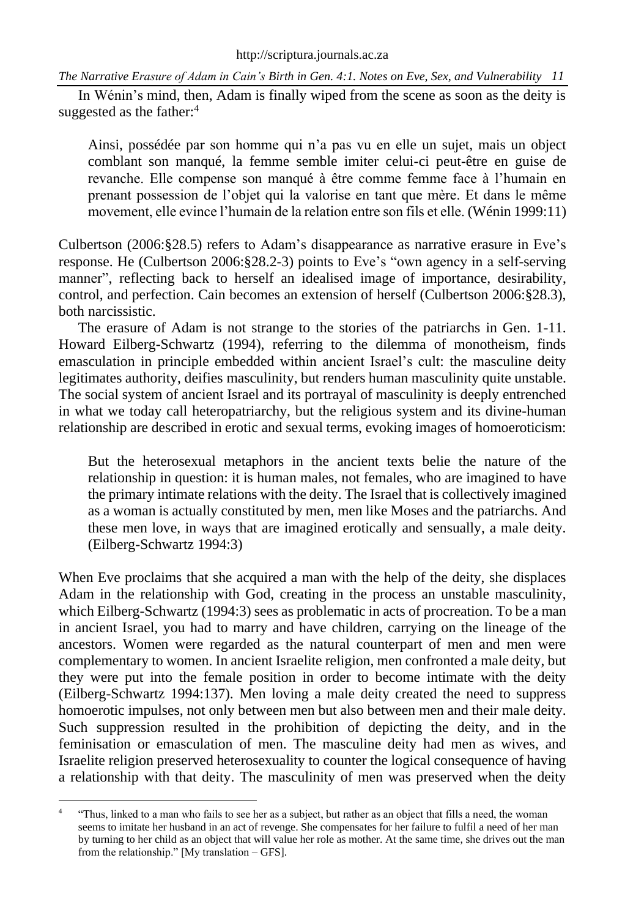In Wénin's mind, then, Adam is finally wiped from the scene as soon as the deity is suggested as the father:[4]

> Ainsi, possédée par son homme qui n'a pas vu en elle un sujet, mais un object comblant son manqué, la femme semble imiter celui-ci peut-être en guise de revanche. Elle compense son manqué à être comme femme face à l'humain en prenant possession de l'objet qui la valorise en tant que mère. Et dans le même movement, elle evince l'humain de la relation entre son fils et elle. (Wénin 1999:11)

Culbertson (2006:§28.5) refers to Adam's disappearance as narrative erasure in Eve's response. He (Culbertson 2006:§28.2-3) points to Eve's "own agency in a self-serving manner", reflecting back to herself an idealised image of importance, desirability, control, and perfection. Cain becomes an extension of herself (Culbertson 2006:§28.3), both narcissistic.

The erasure of Adam is not strange to the stories of the patriarchs in Gen. 1-11. Howard Eilberg-Schwartz (1994), referring to the dilemma of monotheism, finds emasculation in principle embedded within ancient Israel's cult: the masculine deity legitimates authority, deifies masculinity, but renders human masculinity quite unstable. The social system of ancient Israel and its portrayal of masculinity is deeply entrenched in what we today call heteropatriarchy, but the religious system and its divine-human relationship are described in erotic and sexual terms, evoking images of homoeroticism:

> But the heterosexual metaphors in the ancient texts belie the nature of the relationship in question: it is human males, not females, who are imagined to have the primary intimate relations with the deity. The Israel that is collectively imagined as a woman is actually constituted by men, men like Moses and the patriarchs. And these men love, in ways that are imagined erotically and sensually, a male deity. (Eilberg-Schwartz 1994:3)

When Eve proclaims that she acquired a man with the help of the deity, she displaces Adam in the relationship with God, creating in the process an unstable masculinity, which Eilberg-Schwartz (1994:3) sees as problematic in acts of procreation. To be a man in ancient Israel, you had to marry and have children, carrying on the lineage of the ancestors. Women were regarded as the natural counterpart of men and men were complementary to women. In ancient Israelite religion, men confronted a male deity, but they were put into the female position in order to become intimate with the deity (Eilberg-Schwartz 1994:137). Men loving a male deity created the need to suppress homoerotic impulses, not only between men but also between men and their male deity. Such suppression resulted in the prohibition of depicting the deity, and in the feminisation or emasculation of men. The masculine deity had men as wives, and Israelite religion preserved heterosexuality to counter the logical consequence of having a relationship with that deity. The masculinity of men was preserved when the deity

[4] "Thus, linked to a man who fails to see her as a subject, but rather as an object that fills a need, the woman seems to imitate her husband in an act of revenge. She compensates for her failure to fulfil a need of her man by turning to her child as an object that will value her role as mother. At the same time, she drives out the man from the relationship." [My translation – GFS].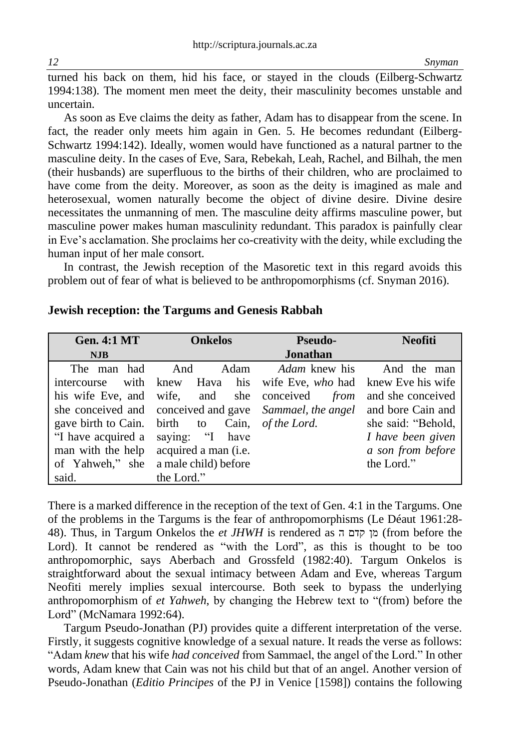turned his back on them, hid his face, or stayed in the clouds (Eilberg-Schwartz 1994:138). The moment men meet the deity, their masculinity becomes unstable and uncertain.

As soon as Eve claims the deity as father, Adam has to disappear from the scene. In fact, the reader only meets him again in Gen. 5. He becomes redundant (Eilberg-Schwartz 1994:142). Ideally, women would have functioned as a natural partner to the masculine deity. In the cases of Eve, Sara, Rebekah, Leah, Rachel, and Bilhah, the men (their husbands) are superfluous to the births of their children, who are proclaimed to have come from the deity. Moreover, as soon as the deity is imagined as male and heterosexual, women naturally become the object of divine desire. Divine desire necessitates the unmanning of men. The masculine deity affirms masculine power, but masculine power makes human masculinity redundant. This paradox is painfully clear in Eve's acclamation. She proclaims her co-creativity with the deity, while excluding the human input of her male consort.

In contrast, the Jewish reception of the Masoretic text in this regard avoids this problem out of fear of what is believed to be anthropomorphisms (cf. Snyman 2016).

## Jewish reception: the Targums and Genesis Rabbah

| Gen. 4:1 MT NJB | Onkelos | Pseudo-Jonathan | Neofiti |
|---|---|---|---|
| The man had intercourse with his wife Eve, and she conceived and gave birth to Cain. "I have acquired a man with the help of Yahweh," she said. | And Adam knew Hava his wife, and she conceived and gave birth to Cain, saying: "I have acquired a man (i.e. a male child) before the Lord." | *Adam* knew his wife Eve, *who* had conceived *from Sammael, the angel of the Lord.* | And the man knew Eve his wife and she conceived and bore Cain and she said: "Behold, *I have been given a son from before* the Lord." |

There is a marked difference in the reception of the text of Gen. 4:1 in the Targums. One of the problems in the Targums is the fear of anthropomorphisms (Le Déaut 1961:28-48). Thus, in Targum Onkelos the *et JHWH* is rendered as מן קדם ה (from before the Lord). It cannot be rendered as "with the Lord", as this is thought to be too anthropomorphic, says Aberbach and Grossfeld (1982:40). Targum Onkelos is straightforward about the sexual intimacy between Adam and Eve, whereas Targum Neofiti merely implies sexual intercourse. Both seek to bypass the underlying anthropomorphism of *et Yahweh*, by changing the Hebrew text to "(from) before the Lord" (McNamara 1992:64).

Targum Pseudo-Jonathan (PJ) provides quite a different interpretation of the verse. Firstly, it suggests cognitive knowledge of a sexual nature. It reads the verse as follows: "Adam *knew* that his wife *had conceived* from Sammael, the angel of the Lord." In other words, Adam knew that Cain was not his child but that of an angel. Another version of Pseudo-Jonathan (*Editio Principes* of the PJ in Venice [1598]) contains the following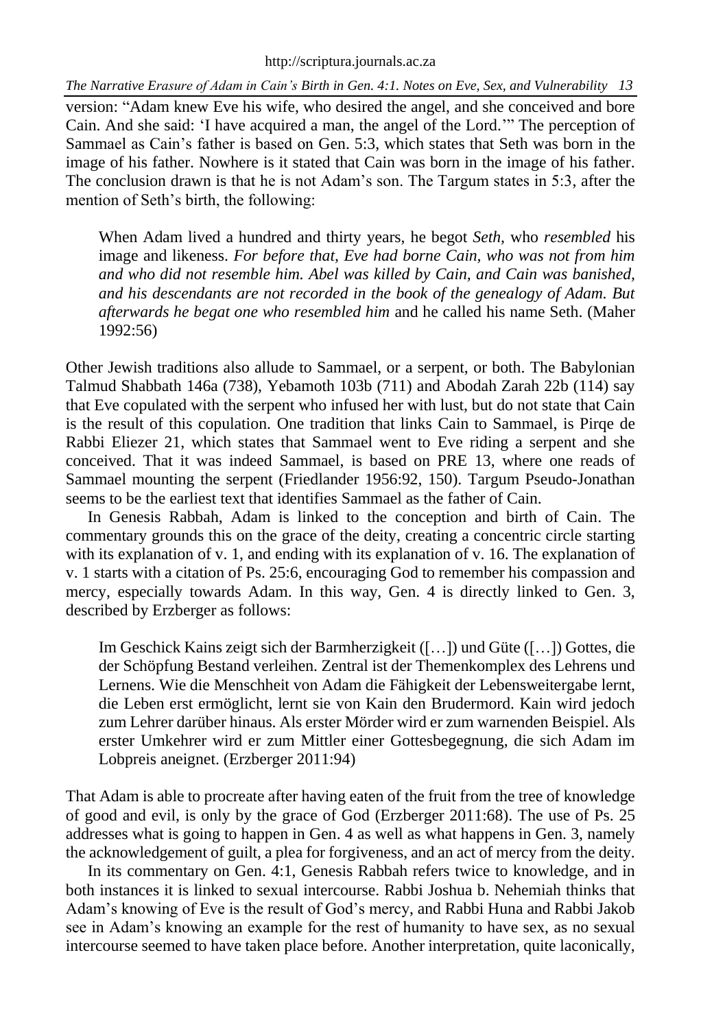version: "Adam knew Eve his wife, who desired the angel, and she conceived and bore Cain. And she said: 'I have acquired a man, the angel of the Lord.'" The perception of Sammael as Cain's father is based on Gen. 5:3, which states that Seth was born in the image of his father. Nowhere is it stated that Cain was born in the image of his father. The conclusion drawn is that he is not Adam's son. The Targum states in 5:3, after the mention of Seth's birth, the following:

> When Adam lived a hundred and thirty years, he begot *Seth*, who *resembled* his image and likeness. *For before that, Eve had borne Cain, who was not from him and who did not resemble him. Abel was killed by Cain, and Cain was banished, and his descendants are not recorded in the book of the genealogy of Adam. But afterwards he begat one who resembled him* and he called his name Seth. (Maher 1992:56)

Other Jewish traditions also allude to Sammael, or a serpent, or both. The Babylonian Talmud Shabbath 146a (738), Yebamoth 103b (711) and Abodah Zarah 22b (114) say that Eve copulated with the serpent who infused her with lust, but do not state that Cain is the result of this copulation. One tradition that links Cain to Sammael, is Pirqe de Rabbi Eliezer 21, which states that Sammael went to Eve riding a serpent and she conceived. That it was indeed Sammael, is based on PRE 13, where one reads of Sammael mounting the serpent (Friedlander 1956:92, 150). Targum Pseudo-Jonathan seems to be the earliest text that identifies Sammael as the father of Cain.

In Genesis Rabbah, Adam is linked to the conception and birth of Cain. The commentary grounds this on the grace of the deity, creating a concentric circle starting with its explanation of v. 1, and ending with its explanation of v. 16. The explanation of v. 1 starts with a citation of Ps. 25:6, encouraging God to remember his compassion and mercy, especially towards Adam. In this way, Gen. 4 is directly linked to Gen. 3, described by Erzberger as follows:

> Im Geschick Kains zeigt sich der Barmherzigkeit ([…]) und Güte ([…]) Gottes, die der Schöpfung Bestand verleihen. Zentral ist der Themenkomplex des Lehrens und Lernens. Wie die Menschheit von Adam die Fähigkeit der Lebensweitergabe lernt, die Leben erst ermöglicht, lernt sie von Kain den Brudermord. Kain wird jedoch zum Lehrer darüber hinaus. Als erster Mörder wird er zum warnenden Beispiel. Als erster Umkehrer wird er zum Mittler einer Gottesbegegnung, die sich Adam im Lobpreis aneignet. (Erzberger 2011:94)

That Adam is able to procreate after having eaten of the fruit from the tree of knowledge of good and evil, is only by the grace of God (Erzberger 2011:68). The use of Ps. 25 addresses what is going to happen in Gen. 4 as well as what happens in Gen. 3, namely the acknowledgement of guilt, a plea for forgiveness, and an act of mercy from the deity.

In its commentary on Gen. 4:1, Genesis Rabbah refers twice to knowledge, and in both instances it is linked to sexual intercourse. Rabbi Joshua b. Nehemiah thinks that Adam's knowing of Eve is the result of God's mercy, and Rabbi Huna and Rabbi Jakob see in Adam's knowing an example for the rest of humanity to have sex, as no sexual intercourse seemed to have taken place before. Another interpretation, quite laconically,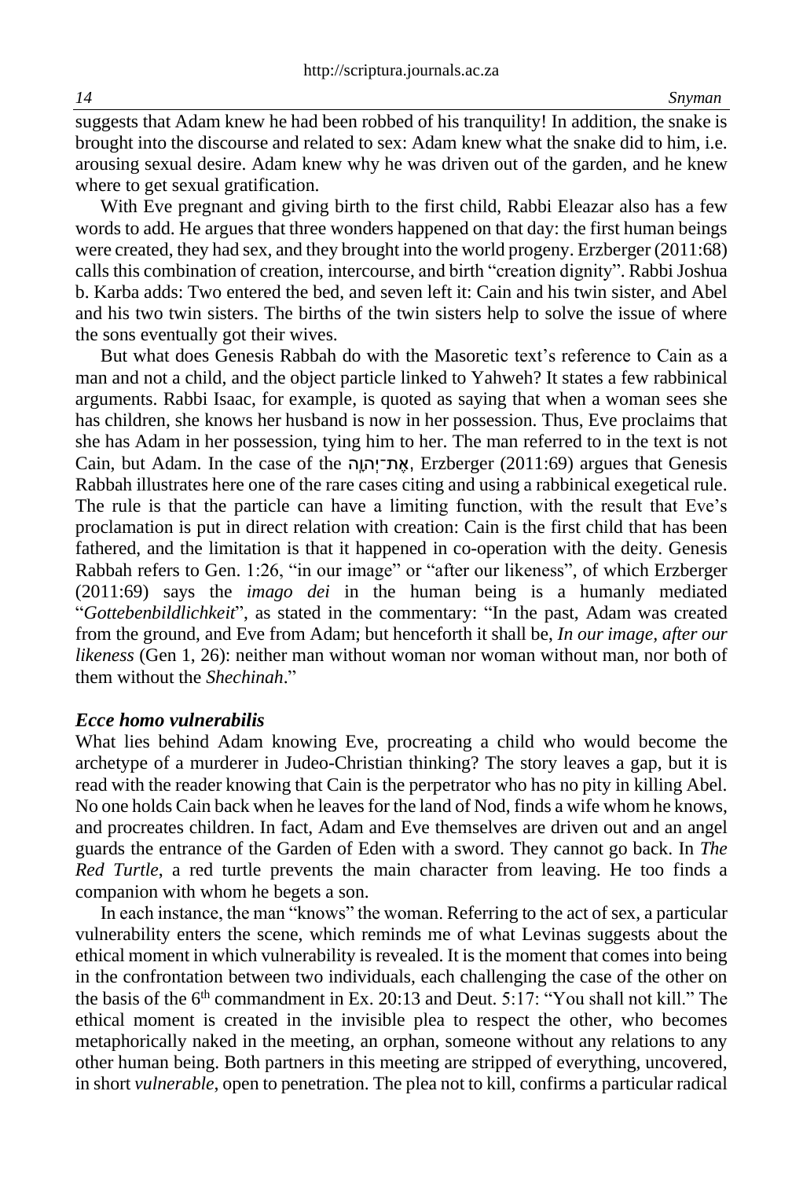suggests that Adam knew he had been robbed of his tranquility! In addition, the snake is brought into the discourse and related to sex: Adam knew what the snake did to him, i.e. arousing sexual desire. Adam knew why he was driven out of the garden, and he knew where to get sexual gratification.

With Eve pregnant and giving birth to the first child, Rabbi Eleazar also has a few words to add. He argues that three wonders happened on that day: the first human beings were created, they had sex, and they brought into the world progeny. Erzberger (2011:68) calls this combination of creation, intercourse, and birth "creation dignity". Rabbi Joshua b. Karba adds: Two entered the bed, and seven left it: Cain and his twin sister, and Abel and his two twin sisters. The births of the twin sisters help to solve the issue of where the sons eventually got their wives.

But what does Genesis Rabbah do with the Masoretic text's reference to Cain as a man and not a child, and the object particle linked to Yahweh? It states a few rabbinical arguments. Rabbi Isaac, for example, is quoted as saying that when a woman sees she has children, she knows her husband is now in her possession. Thus, Eve proclaims that she has Adam in her possession, tying him to her. The man referred to in the text is not Cain, but Adam. In the case of the אֶת־יְהוָה, Erzberger (2011:69) argues that Genesis Rabbah illustrates here one of the rare cases citing and using a rabbinical exegetical rule. The rule is that the particle can have a limiting function, with the result that Eve's proclamation is put in direct relation with creation: Cain is the first child that has been fathered, and the limitation is that it happened in co-operation with the deity. Genesis Rabbah refers to Gen. 1:26, "in our image" or "after our likeness", of which Erzberger (2011:69) says the *imago dei* in the human being is a humanly mediated "*Gottebenbildlichkeit*", as stated in the commentary: "In the past, Adam was created from the ground, and Eve from Adam; but henceforth it shall be, *In our image, after our likeness* (Gen 1, 26): neither man without woman nor woman without man, nor both of them without the *Shechinah*."

### *Ecce homo vulnerabilis*

What lies behind Adam knowing Eve, procreating a child who would become the archetype of a murderer in Judeo-Christian thinking? The story leaves a gap, but it is read with the reader knowing that Cain is the perpetrator who has no pity in killing Abel. No one holds Cain back when he leaves for the land of Nod, finds a wife whom he knows, and procreates children. In fact, Adam and Eve themselves are driven out and an angel guards the entrance of the Garden of Eden with a sword. They cannot go back. In *The Red Turtle*, a red turtle prevents the main character from leaving. He too finds a companion with whom he begets a son.

In each instance, the man "knows" the woman. Referring to the act of sex, a particular vulnerability enters the scene, which reminds me of what Levinas suggests about the ethical moment in which vulnerability is revealed. It is the moment that comes into being in the confrontation between two individuals, each challenging the case of the other on the basis of the 6th commandment in Ex. 20:13 and Deut. 5:17: "You shall not kill." The ethical moment is created in the invisible plea to respect the other, who becomes metaphorically naked in the meeting, an orphan, someone without any relations to any other human being. Both partners in this meeting are stripped of everything, uncovered, in short *vulnerable*, open to penetration. The plea not to kill, confirms a particular radical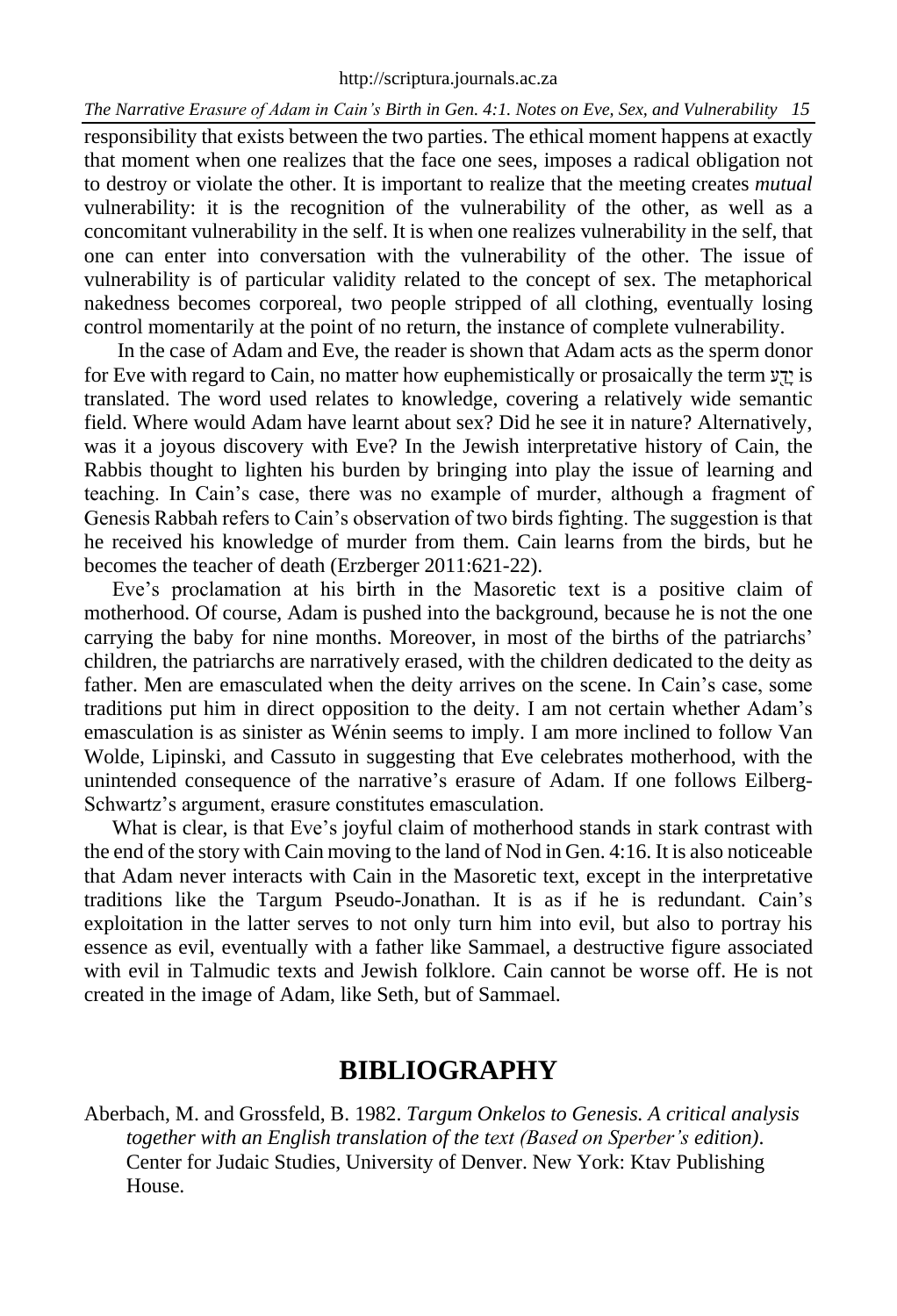responsibility that exists between the two parties. The ethical moment happens at exactly that moment when one realizes that the face one sees, imposes a radical obligation not to destroy or violate the other. It is important to realize that the meeting creates *mutual* vulnerability: it is the recognition of the vulnerability of the other, as well as a concomitant vulnerability in the self. It is when one realizes vulnerability in the self, that one can enter into conversation with the vulnerability of the other. The issue of vulnerability is of particular validity related to the concept of sex. The metaphorical nakedness becomes corporeal, two people stripped of all clothing, eventually losing control momentarily at the point of no return, the instance of complete vulnerability.

In the case of Adam and Eve, the reader is shown that Adam acts as the sperm donor for Eve with regard to Cain, no matter how euphemistically or prosaically the term יָדַע is translated. The word used relates to knowledge, covering a relatively wide semantic field. Where would Adam have learnt about sex? Did he see it in nature? Alternatively, was it a joyous discovery with Eve? In the Jewish interpretative history of Cain, the Rabbis thought to lighten his burden by bringing into play the issue of learning and teaching. In Cain's case, there was no example of murder, although a fragment of Genesis Rabbah refers to Cain's observation of two birds fighting. The suggestion is that he received his knowledge of murder from them. Cain learns from the birds, but he becomes the teacher of death (Erzberger 2011:621-22).

Eve's proclamation at his birth in the Masoretic text is a positive claim of motherhood. Of course, Adam is pushed into the background, because he is not the one carrying the baby for nine months. Moreover, in most of the births of the patriarchs' children, the patriarchs are narratively erased, with the children dedicated to the deity as father. Men are emasculated when the deity arrives on the scene. In Cain's case, some traditions put him in direct opposition to the deity. I am not certain whether Adam's emasculation is as sinister as Wénin seems to imply. I am more inclined to follow Van Wolde, Lipinski, and Cassuto in suggesting that Eve celebrates motherhood, with the unintended consequence of the narrative's erasure of Adam. If one follows Eilberg-Schwartz's argument, erasure constitutes emasculation.

What is clear, is that Eve's joyful claim of motherhood stands in stark contrast with the end of the story with Cain moving to the land of Nod in Gen. 4:16. It is also noticeable that Adam never interacts with Cain in the Masoretic text, except in the interpretative traditions like the Targum Pseudo-Jonathan. It is as if he is redundant. Cain's exploitation in the latter serves to not only turn him into evil, but also to portray his essence as evil, eventually with a father like Sammael, a destructive figure associated with evil in Talmudic texts and Jewish folklore. Cain cannot be worse off. He is not created in the image of Adam, like Seth, but of Sammael.

## BIBLIOGRAPHY

Aberbach, M. and Grossfeld, B. 1982. *Targum Onkelos to Genesis. A critical analysis together with an English translation of the text (Based on Sperber's edition)*. Center for Judaic Studies, University of Denver. New York: Ktav Publishing House.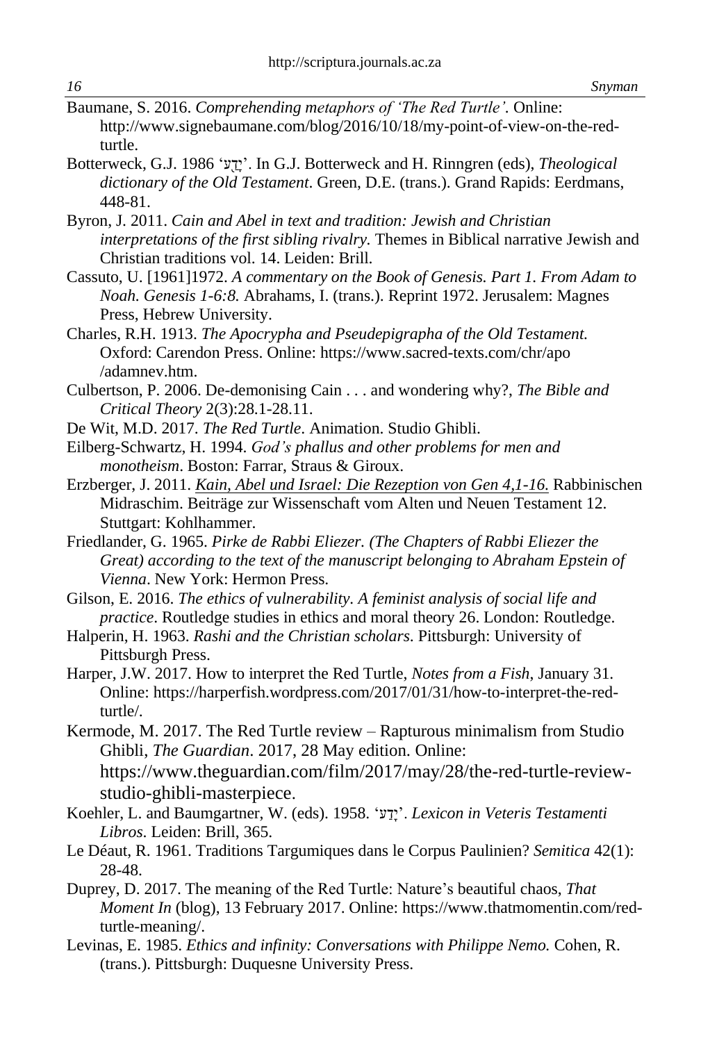Baumane, S. 2016. *Comprehending metaphors of 'The Red Turtle'*. Online: http://www.signebaumane.com/blog/2016/10/18/my-point-of-view-on-the-red-turtle.

Botterweck, G.J. 1986 'יָדַע'. In G.J. Botterweck and H. Rinngren (eds), *Theological dictionary of the Old Testament*. Green, D.E. (trans.). Grand Rapids: Eerdmans, 448-81.

Byron, J. 2011. *Cain and Abel in text and tradition: Jewish and Christian interpretations of the first sibling rivalry.* Themes in Biblical narrative Jewish and Christian traditions vol. 14. Leiden: Brill.

Cassuto, U. [1961]1972. *A commentary on the Book of Genesis. Part 1. From Adam to Noah. Genesis 1-6:8.* Abrahams, I. (trans.). Reprint 1972. Jerusalem: Magnes Press, Hebrew University.

Charles, R.H. 1913. *The Apocrypha and Pseudepigrapha of the Old Testament.* Oxford: Carendon Press. Online: https://www.sacred-texts.com/chr/apo/adamnev.htm.

Culbertson, P. 2006. De-demonising Cain . . . and wondering why?, *The Bible and Critical Theory* 2(3):28.1-28.11.

De Wit, M.D. 2017. *The Red Turtle*. Animation. Studio Ghibli.

Eilberg-Schwartz, H. 1994. *God's phallus and other problems for men and monotheism*. Boston: Farrar, Straus & Giroux.

Erzberger, J. 2011. *Kain, Abel und Israel: Die Rezeption von Gen 4,1-16.* Rabbinischen Midraschim. Beiträge zur Wissenschaft vom Alten und Neuen Testament 12. Stuttgart: Kohlhammer.

Friedlander, G. 1965. *Pirke de Rabbi Eliezer. (The Chapters of Rabbi Eliezer the Great) according to the text of the manuscript belonging to Abraham Epstein of Vienna*. New York: Hermon Press.

Gilson, E. 2016. *The ethics of vulnerability. A feminist analysis of social life and practice*. Routledge studies in ethics and moral theory 26. London: Routledge.

Halperin, H. 1963. *Rashi and the Christian scholars.* Pittsburgh: University of Pittsburgh Press.

Harper, J.W. 2017. How to interpret the Red Turtle, *Notes from a Fish*, January 31. Online: https://harperfish.wordpress.com/2017/01/31/how-to-interpret-the-red-turtle/.

Kermode, M. 2017. The Red Turtle review – Rapturous minimalism from Studio Ghibli, *The Guardian*. 2017, 28 May edition. Online: https://www.theguardian.com/film/2017/may/28/the-red-turtle-review-studio-ghibli-masterpiece.

Koehler, L. and Baumgartner, W. (eds). 1958. 'יָדַע'. *Lexicon in Veteris Testamenti Libros.* Leiden: Brill, 365.

Le Déaut, R. 1961. Traditions Targumiques dans le Corpus Paulinien? *Semitica* 42(1): 28-48.

Duprey, D. 2017. The meaning of the Red Turtle: Nature's beautiful chaos, *That Moment In* (blog), 13 February 2017. Online: https://www.thatmomentin.com/red-turtle-meaning/.

Levinas, E. 1985. *Ethics and infinity: Conversations with Philippe Nemo.* Cohen, R. (trans.). Pittsburgh: Duquesne University Press.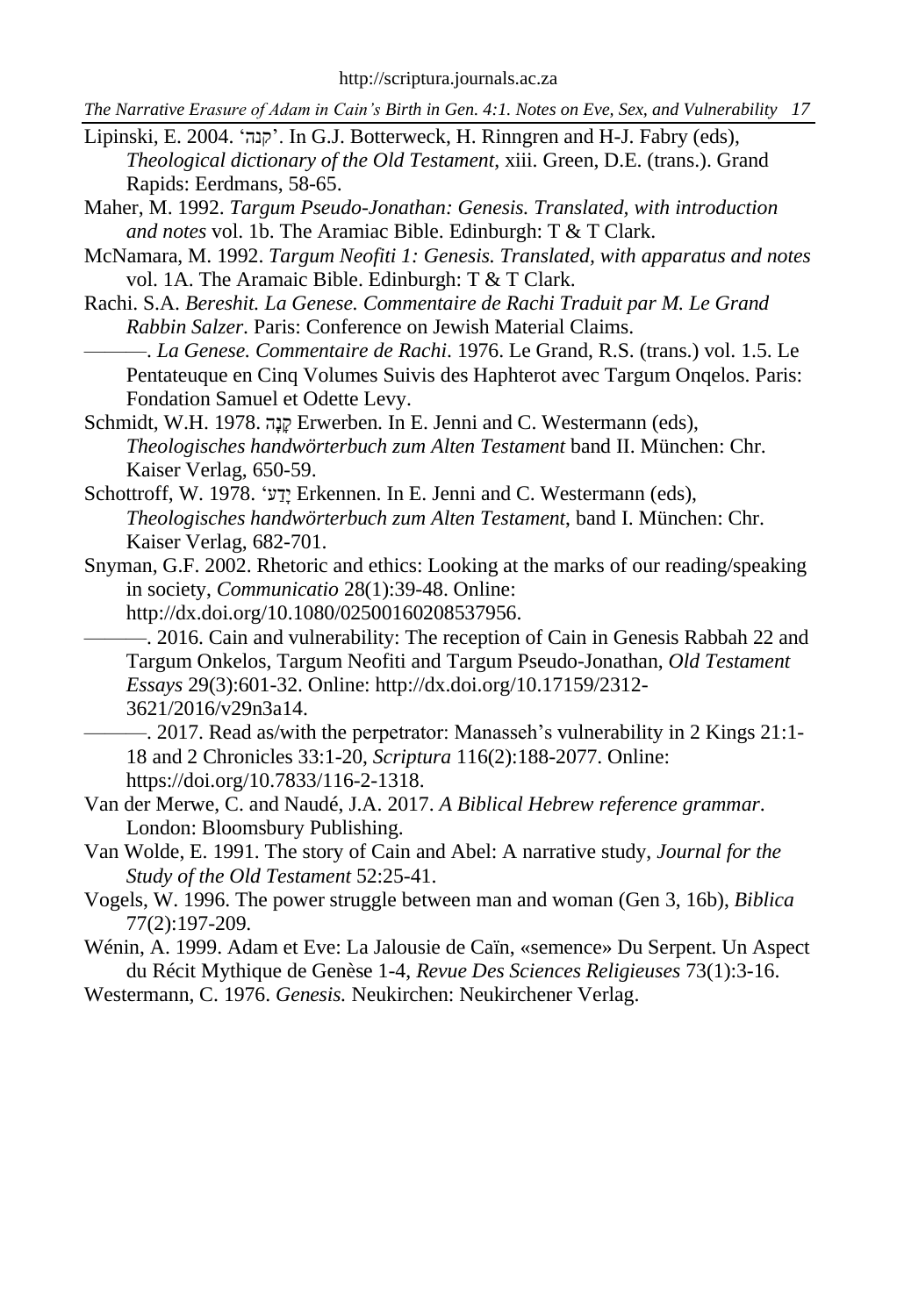Lipinski, E. 2004. 'קנה'. In G.J. Botterweck, H. Rinngren and H-J. Fabry (eds), *Theological dictionary of the Old Testament*, xiii. Green, D.E. (trans.). Grand Rapids: Eerdmans, 58-65.

Maher, M. 1992. *Targum Pseudo-Jonathan: Genesis. Translated, with introduction and notes* vol. 1b. The Aramiac Bible. Edinburgh: T & T Clark.

McNamara, M. 1992. *Targum Neofiti 1: Genesis. Translated, with apparatus and notes* vol. 1A. The Aramaic Bible. Edinburgh: T & T Clark.

Rachi. S.A. *Bereshit. La Genese. Commentaire de Rachi Traduit par M. Le Grand Rabbin Salzer*. Paris: Conference on Jewish Material Claims.

———. *La Genese. Commentaire de Rachi*. 1976. Le Grand, R.S. (trans.) vol. 1.5. Le Pentateuque en Cinq Volumes Suivis des Haphterot avec Targum Onqelos. Paris: Fondation Samuel et Odette Levy.

Schmidt, W.H. 1978. קָנָה Erwerben. In E. Jenni and C. Westermann (eds), *Theologisches handwörterbuch zum Alten Testament* band II. München: Chr. Kaiser Verlag, 650-59.

Schottroff, W. 1978. 'יָדַע Erkennen. In E. Jenni and C. Westermann (eds), *Theologisches handwörterbuch zum Alten Testament*, band I. München: Chr. Kaiser Verlag, 682-701.

Snyman, G.F. 2002. Rhetoric and ethics: Looking at the marks of our reading/speaking in society, *Communicatio* 28(1):39-48. Online: http://dx.doi.org/10.1080/02500160208537956.

———. 2016. Cain and vulnerability: The reception of Cain in Genesis Rabbah 22 and Targum Onkelos, Targum Neofiti and Targum Pseudo-Jonathan, *Old Testament Essays* 29(3):601-32. Online: http://dx.doi.org/10.17159/2312-3621/2016/v29n3a14.

———. 2017. Read as/with the perpetrator: Manasseh's vulnerability in 2 Kings 21:1-18 and 2 Chronicles 33:1-20, *Scriptura* 116(2):188-2077. Online: https://doi.org/10.7833/116-2-1318.

Van der Merwe, C. and Naudé, J.A. 2017. *A Biblical Hebrew reference grammar*. London: Bloomsbury Publishing.

Van Wolde, E. 1991. The story of Cain and Abel: A narrative study, *Journal for the Study of the Old Testament* 52:25-41.

Vogels, W. 1996. The power struggle between man and woman (Gen 3, 16b), *Biblica* 77(2):197-209.

Wénin, A. 1999. Adam et Eve: La Jalousie de Caïn, «semence» Du Serpent. Un Aspect du Récit Mythique de Genèse 1-4, *Revue Des Sciences Religieuses* 73(1):3-16.

Westermann, C. 1976. *Genesis.* Neukirchen: Neukirchener Verlag.